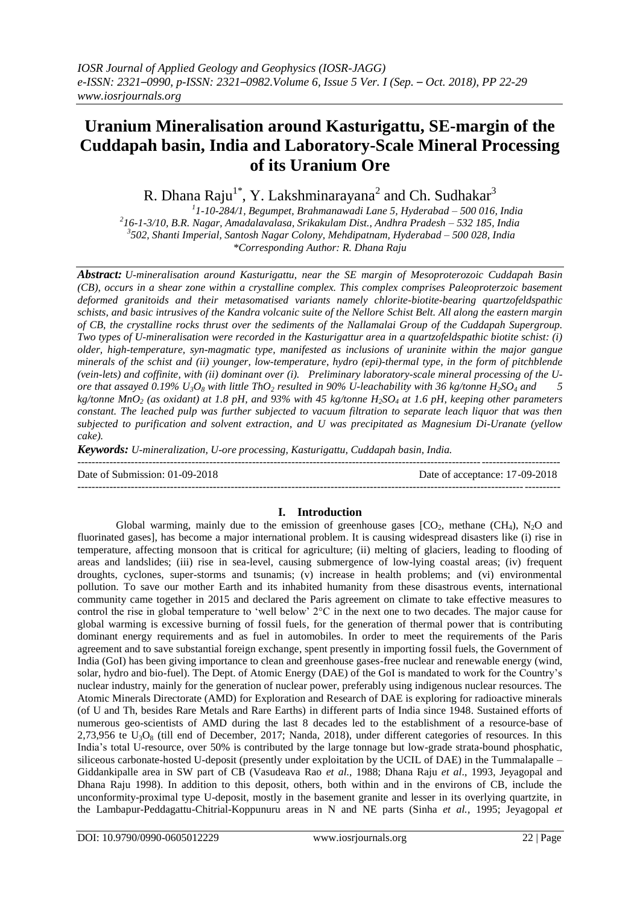# Uranium Mineralisation around Kasturigattu, SE-margin of the Cuddapah basin, India and Laboratory-Scale Mineral Processing of its Uranium Ore

R. Dhana Raju[1*], Y. Lakshminarayana[2] and Ch. Sudhakar[3]

[1]1-10-284/1, Begumpet, Brahmanawadi Lane 5, Hyderabad – 500 016, India
[2]16-1-3/10, B.R. Nagar, Amadalavalasa, Srikakulam Dist., Andhra Pradesh – 532 185, India
[3]502, Shanti Imperial, Santosh Nagar Colony, Mehdipatnam, Hyderabad – 500 028, India
*Corresponding Author: R. Dhana Raju

***Abstract:*** *U-mineralisation around Kasturigattu, near the SE margin of Mesoproterozoic Cuddapah Basin (CB), occurs in a shear zone within a crystalline complex. This complex comprises Paleoproterzoic basement deformed granitoids and their metasomatised variants namely chlorite-biotite-bearing quartzofeldspathic schists, and basic intrusives of the Kandra volcanic suite of the Nellore Schist Belt. All along the eastern margin of CB, the crystalline rocks thrust over the sediments of the Nallamalai Group of the Cuddapah Supergroup. Two types of U-mineralisation were recorded in the Kasturigattur area in a quartzofeldspathic biotite schist: (i) older, high-temperature, syn-magmatic type, manifested as inclusions of uraninite within the major gangue minerals of the schist and (ii) younger, low-temperature, hydro (epi)-thermal type, in the form of pitchblende (vein-lets) and coffinite, with (ii) dominant over (i). Preliminary laboratory-scale mineral processing of the U-ore that assayed 0.19% $U_3O_8$ with little $ThO_2$ resulted in 90% U-leachability with 36 kg/tonne $H_2SO_4$ and 5 kg/tonne $MnO_2$ (as oxidant) at 1.8 pH, and 93% with 45 kg/tonne $H_2SO_4$ at 1.6 pH, keeping other parameters constant. The leached pulp was further subjected to vacuum filtration to separate leach liquor that was then subjected to purification and solvent extraction, and U was precipitated as Magnesium Di-Uranate (yellow cake).*

***Keywords:*** *U-mineralization, U-ore processing, Kasturigattu, Cuddapah basin, India.*

Date of Submission: 01-09-2018 | Date of acceptance: 17-09-2018

## I. Introduction

Global warming, mainly due to the emission of greenhouse gases [$CO_2$, methane ($CH_4$), $N_2O$ and fluorinated gases], has become a major international problem. It is causing widespread disasters like (i) rise in temperature, affecting monsoon that is critical for agriculture; (ii) melting of glaciers, leading to flooding of areas and landslides; (iii) rise in sea-level, causing submergence of low-lying coastal areas; (iv) frequent droughts, cyclones, super-storms and tsunamis; (v) increase in health problems; and (vi) environmental pollution. To save our mother Earth and its inhabited humanity from these disastrous events, international community came together in 2015 and declared the Paris agreement on climate to take effective measures to control the rise in global temperature to 'well below' 2°C in the next one to two decades. The major cause for global warming is excessive burning of fossil fuels, for the generation of thermal power that is contributing dominant energy requirements and as fuel in automobiles. In order to meet the requirements of the Paris agreement and to save substantial foreign exchange, spent presently in importing fossil fuels, the Government of India (GoI) has been giving importance to clean and greenhouse gases-free nuclear and renewable energy (wind, solar, hydro and bio-fuel). The Dept. of Atomic Energy (DAE) of the GoI is mandated to work for the Country's nuclear industry, mainly for the generation of nuclear power, preferably using indigenous nuclear resources. The Atomic Minerals Directorate (AMD) for Exploration and Research of DAE is exploring for radioactive minerals (of U and Th, besides Rare Metals and Rare Earths) in different parts of India since 1948. Sustained efforts of numerous geo-scientists of AMD during the last 8 decades led to the establishment of a resource-base of 2,73,956 te $U_3O_8$ (till end of December, 2017; Nanda, 2018), under different categories of resources. In this India's total U-resource, over 50% is contributed by the large tonnage but low-grade strata-bound phosphatic, siliceous carbonate-hosted U-deposit (presently under exploitation by the UCIL of DAE) in the Tummalapalle – Giddankipalle area in SW part of CB (Vasudeava Rao *et al.,* 1988; Dhana Raju *et al*., 1993, Jeyagopal and Dhana Raju 1998). In addition to this deposit, others, both within and in the environs of CB, include the unconformity-proximal type U-deposit, mostly in the basement granite and lesser in its overlying quartzite, in the Lambapur-Peddagattu-Chitrial-Koppunuru areas in N and NE parts (Sinha *et al.,* 1995; Jeyagopal *et*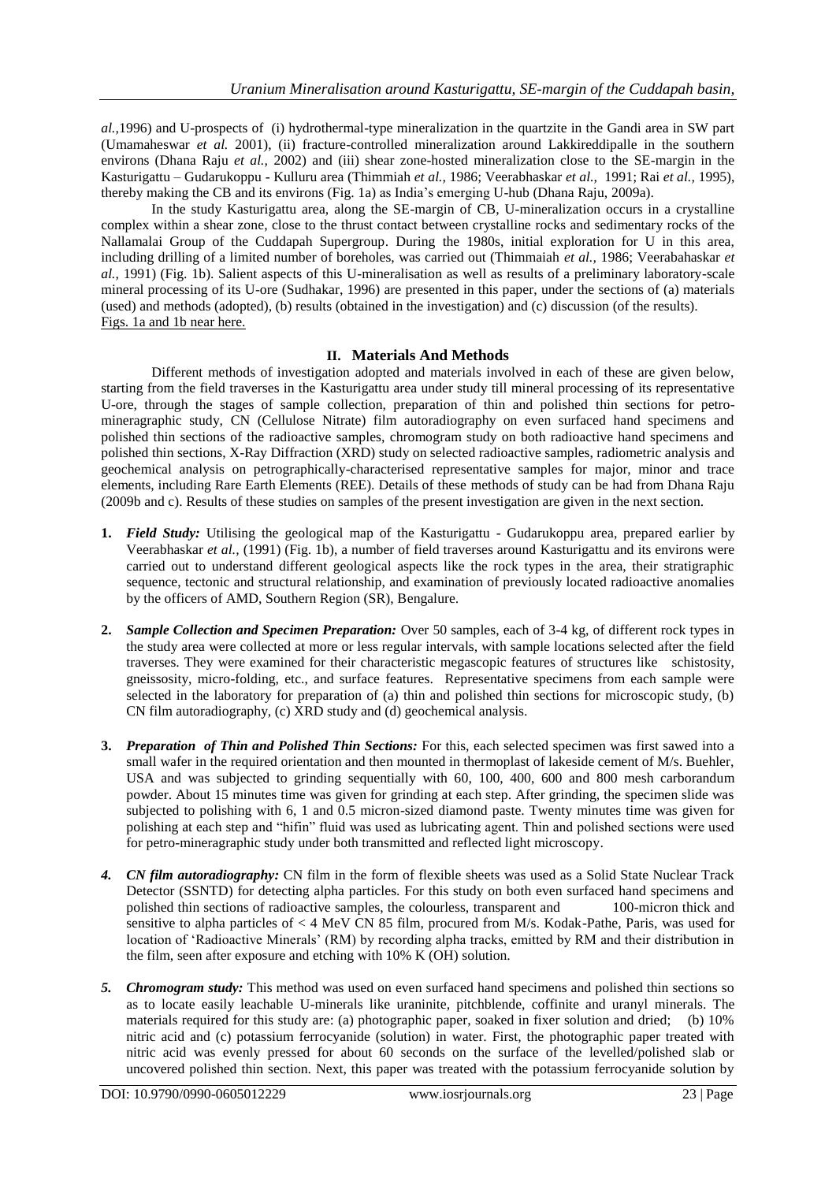*al.,*1996) and U-prospects of (i) hydrothermal-type mineralization in the quartzite in the Gandi area in SW part (Umamaheswar *et al.* 2001), (ii) fracture-controlled mineralization around Lakkireddipalle in the southern environs (Dhana Raju *et al.,* 2002) and (iii) shear zone-hosted mineralization close to the SE-margin in the Kasturigattu – Gudarukoppu - Kulluru area (Thimmiah *et al.,* 1986; Veerabhaskar *et al.,* 1991; Rai *et al.,* 1995), thereby making the CB and its environs (Fig. 1a) as India's emerging U-hub (Dhana Raju, 2009a).

In the study Kasturigattu area, along the SE-margin of CB, U-mineralization occurs in a crystalline complex within a shear zone, close to the thrust contact between crystalline rocks and sedimentary rocks of the Nallamalai Group of the Cuddapah Supergroup. During the 1980s, initial exploration for U in this area, including drilling of a limited number of boreholes, was carried out (Thimmaiah *et al.,* 1986; Veerabahaskar *et al.,* 1991) (Fig. 1b). Salient aspects of this U-mineralisation as well as results of a preliminary laboratory-scale mineral processing of its U-ore (Sudhakar, 1996) are presented in this paper, under the sections of (a) materials (used) and methods (adopted), (b) results (obtained in the investigation) and (c) discussion (of the results).

Figs. 1a and 1b near here.

## II. Materials And Methods

Different methods of investigation adopted and materials involved in each of these are given below, starting from the field traverses in the Kasturigattu area under study till mineral processing of its representative U-ore, through the stages of sample collection, preparation of thin and polished thin sections for petro-mineragraphic study, CN (Cellulose Nitrate) film autoradiography on even surfaced hand specimens and polished thin sections of the radioactive samples, chromogram study on both radioactive hand specimens and polished thin sections, X-Ray Diffraction (XRD) study on selected radioactive samples, radiometric analysis and geochemical analysis on petrographically-characterised representative samples for major, minor and trace elements, including Rare Earth Elements (REE). Details of these methods of study can be had from Dhana Raju (2009b and c). Results of these studies on samples of the present investigation are given in the next section.

1. ***Field Study:*** Utilising the geological map of the Kasturigattu - Gudarukoppu area, prepared earlier by Veerabhaskar *et al.,* (1991) (Fig. 1b), a number of field traverses around Kasturigattu and its environs were carried out to understand different geological aspects like the rock types in the area, their stratigraphic sequence, tectonic and structural relationship, and examination of previously located radioactive anomalies by the officers of AMD, Southern Region (SR), Bengalure.

2. ***Sample Collection and Specimen Preparation:*** Over 50 samples, each of 3-4 kg, of different rock types in the study area were collected at more or less regular intervals, with sample locations selected after the field traverses. They were examined for their characteristic megascopic features of structures like schistosity, gneissosity, micro-folding, etc., and surface features. Representative specimens from each sample were selected in the laboratory for preparation of (a) thin and polished thin sections for microscopic study, (b) CN film autoradiography, (c) XRD study and (d) geochemical analysis.

3. ***Preparation of Thin and Polished Thin Sections:*** For this, each selected specimen was first sawed into a small wafer in the required orientation and then mounted in thermoplast of lakeside cement of M/s. Buehler, USA and was subjected to grinding sequentially with 60, 100, 400, 600 and 800 mesh carborandum powder. About 15 minutes time was given for grinding at each step. After grinding, the specimen slide was subjected to polishing with 6, 1 and 0.5 micron-sized diamond paste. Twenty minutes time was given for polishing at each step and "hifin" fluid was used as lubricating agent. Thin and polished sections were used for petro-mineragraphic study under both transmitted and reflected light microscopy.

4. ***CN film autoradiography:*** CN film in the form of flexible sheets was used as a Solid State Nuclear Track Detector (SSNTD) for detecting alpha particles. For this study on both even surfaced hand specimens and polished thin sections of radioactive samples, the colourless, transparent and 100-micron thick and sensitive to alpha particles of < 4 MeV CN 85 film, procured from M/s. Kodak-Pathe, Paris, was used for location of 'Radioactive Minerals' (RM) by recording alpha tracks, emitted by RM and their distribution in the film, seen after exposure and etching with 10% K (OH) solution.

5. ***Chromogram study:*** This method was used on even surfaced hand specimens and polished thin sections so as to locate easily leachable U-minerals like uraninite, pitchblende, coffinite and uranyl minerals. The materials required for this study are: (a) photographic paper, soaked in fixer solution and dried; (b) 10% nitric acid and (c) potassium ferrocyanide (solution) in water. First, the photographic paper treated with nitric acid was evenly pressed for about 60 seconds on the surface of the levelled/polished slab or uncovered polished thin section. Next, this paper was treated with the potassium ferrocyanide solution by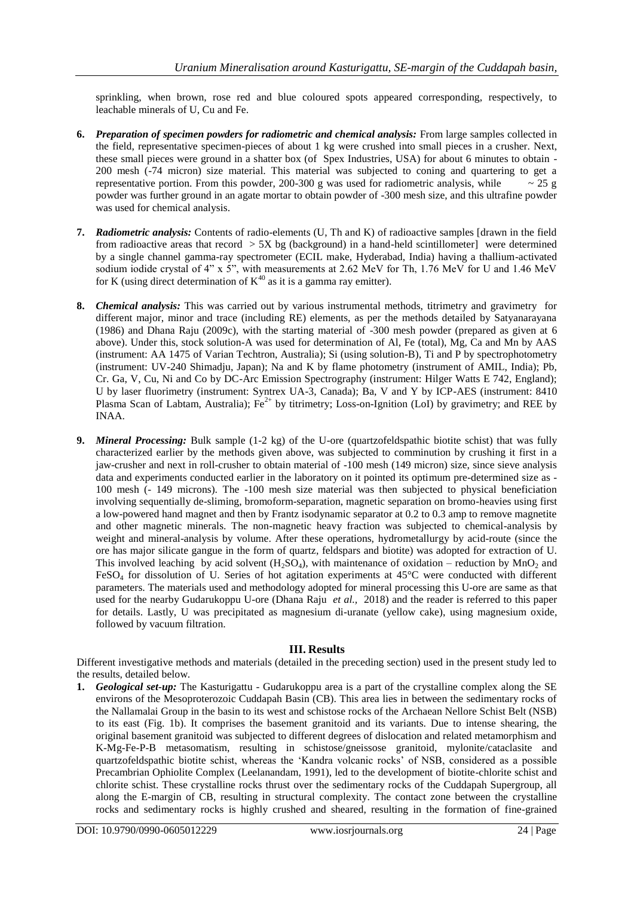sprinkling, when brown, rose red and blue coloured spots appeared corresponding, respectively, to leachable minerals of U, Cu and Fe.

6. ***Preparation of specimen powders for radiometric and chemical analysis:*** From large samples collected in the field, representative specimen-pieces of about 1 kg were crushed into small pieces in a crusher. Next, these small pieces were ground in a shatter box (of Spex Industries, USA) for about 6 minutes to obtain -200 mesh (-74 micron) size material. This material was subjected to coning and quartering to get a representative portion. From this powder, 200-300 g was used for radiometric analysis, while ~ 25 g powder was further ground in an agate mortar to obtain powder of -300 mesh size, and this ultrafine powder was used for chemical analysis.

7. ***Radiometric analysis:*** Contents of radio-elements (U, Th and K) of radioactive samples [drawn in the field from radioactive areas that record > 5X bg (background) in a hand-held scintillometer] were determined by a single channel gamma-ray spectrometer (ECIL make, Hyderabad, India) having a thallium-activated sodium iodide crystal of 4" x 5", with measurements at 2.62 MeV for Th, 1.76 MeV for U and 1.46 MeV for K (using direct determination of $K^{40}$ as it is a gamma ray emitter).

8. ***Chemical analysis:*** This was carried out by various instrumental methods, titrimetry and gravimetry for different major, minor and trace (including RE) elements, as per the methods detailed by Satyanarayana (1986) and Dhana Raju (2009c), with the starting material of -300 mesh powder (prepared as given at 6 above). Under this, stock solution-A was used for determination of Al, Fe (total), Mg, Ca and Mn by AAS (instrument: AA 1475 of Varian Techtron, Australia); Si (using solution-B), Ti and P by spectrophotometry (instrument: UV-240 Shimadju, Japan); Na and K by flame photometry (instrument of AMIL, India); Pb, Cr. Ga, V, Cu, Ni and Co by DC-Arc Emission Spectrography (instrument: Hilger Watts E 742, England); U by laser fluorimetry (instrument: Syntrex UA-3, Canada); Ba, V and Y by ICP-AES (instrument: 8410 Plasma Scan of Labtam, Australia); $Fe^{2+}$ by titrimetry; Loss-on-Ignition (LoI) by gravimetry; and REE by INAA.

9. ***Mineral Processing:*** Bulk sample (1-2 kg) of the U-ore (quartzofeldspathic biotite schist) that was fully characterized earlier by the methods given above, was subjected to comminution by crushing it first in a jaw-crusher and next in roll-crusher to obtain material of -100 mesh (149 micron) size, since sieve analysis data and experiments conducted earlier in the laboratory on it pointed its optimum pre-determined size as -100 mesh (- 149 microns). The -100 mesh size material was then subjected to physical beneficiation involving sequentially de-sliming, bromoform-separation, magnetic separation on bromo-heavies using first a low-powered hand magnet and then by Frantz isodynamic separator at 0.2 to 0.3 amp to remove magnetite and other magnetic minerals. The non-magnetic heavy fraction was subjected to chemical-analysis by weight and mineral-analysis by volume. After these operations, hydrometallurgy by acid-route (since the ore has major silicate gangue in the form of quartz, feldspars and biotite) was adopted for extraction of U. This involved leaching by acid solvent ($H_2SO_4$), with maintenance of oxidation – reduction by $MnO_2$ and $FeSO_4$ for dissolution of U. Series of hot agitation experiments at 45°C were conducted with different parameters. The materials used and methodology adopted for mineral processing this U-ore are same as that used for the nearby Gudarukoppu U-ore (Dhana Raju *et al.,* 2018) and the reader is referred to this paper for details. Lastly, U was precipitated as magnesium di-uranate (yellow cake), using magnesium oxide, followed by vacuum filtration.

## III. Results

Different investigative methods and materials (detailed in the preceding section) used in the present study led to the results, detailed below.

1. ***Geological set-up:*** The Kasturigattu - Gudarukoppu area is a part of the crystalline complex along the SE environs of the Mesoproterozoic Cuddapah Basin (CB). This area lies in between the sedimentary rocks of the Nallamalai Group in the basin to its west and schistose rocks of the Archaean Nellore Schist Belt (NSB) to its east (Fig. 1b). It comprises the basement granitoid and its variants. Due to intense shearing, the original basement granitoid was subjected to different degrees of dislocation and related metamorphism and K-Mg-Fe-P-B metasomatism, resulting in schistose/gneissose granitoid, mylonite/cataclasite and quartzofeldspathic biotite schist, whereas the 'Kandra volcanic rocks' of NSB, considered as a possible Precambrian Ophiolite Complex (Leelanandam, 1991), led to the development of biotite-chlorite schist and chlorite schist. These crystalline rocks thrust over the sedimentary rocks of the Cuddapah Supergroup, all along the E-margin of CB, resulting in structural complexity. The contact zone between the crystalline rocks and sedimentary rocks is highly crushed and sheared, resulting in the formation of fine-grained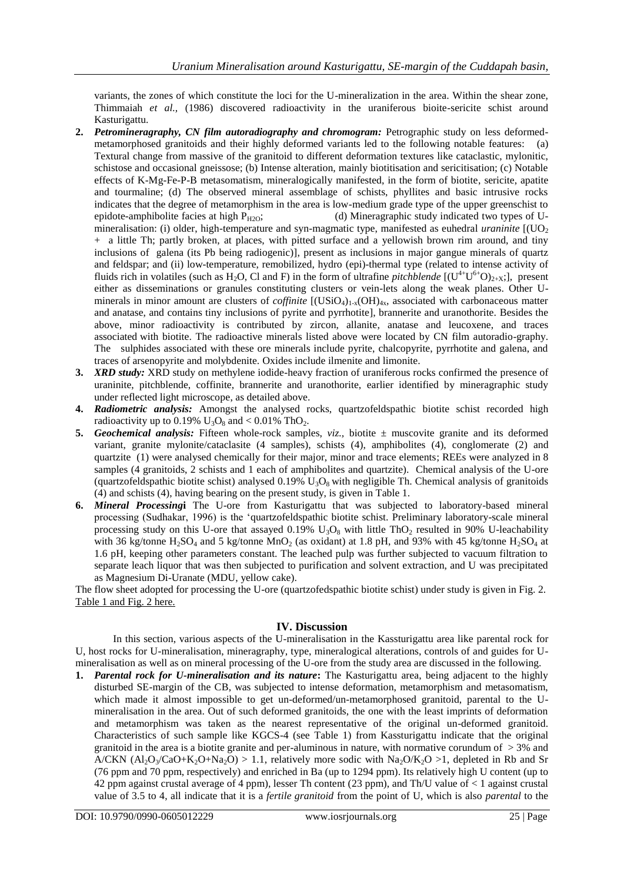variants, the zones of which constitute the loci for the U-mineralization in the area. Within the shear zone, Thimmaiah *et al.,* (1986) discovered radioactivity in the uraniferous bioite-sericite schist around Kasturigattu.

2. ***Petromineragraphy, CN film autoradiography and chromogram:*** Petrographic study on less deformed-metamorphosed granitoids and their highly deformed variants led to the following notable features: (a) Textural change from massive of the granitoid to different deformation textures like cataclastic, mylonitic, schistose and occasional gneissose; (b) Intense alteration, mainly biotitisation and sericitisation; (c) Notable effects of K-Mg-Fe-P-B metasomatism, mineralogically manifested, in the form of biotite, sericite, apatite and tourmaline; (d) The observed mineral assemblage of schists, phyllites and basic intrusive rocks indicates that the degree of metamorphism in the area is low-medium grade type of the upper greenschist to epidote-amphibolite facies at high $P_{H2O}$; (d) Mineragraphic study indicated two types of U-mineralisation: (i) older, high-temperature and syn-magmatic type, manifested as euhedral *uraninite* [($UO_2$ + a little Th; partly broken, at places, with pitted surface and a yellowish brown rim around, and tiny inclusions of galena (its Pb being radiogenic)], present as inclusions in major gangue minerals of quartz and feldspar; and (ii) low-temperature, remobilized, hydro (epi)-thermal type (related to intense activity of fluids rich in volatiles (such as $H_2O$, Cl and F) in the form of ultrafine *pitchblende* [$(U^{4+}U^{6+}O)_{2+X}$;], present either as disseminations or granules constituting clusters or vein-lets along the weak planes. Other U-minerals in minor amount are clusters of *coffinite* [$(USiO_4)_{1-x}(OH)_{4x}$, associated with carbonaceous matter and anatase, and contains tiny inclusions of pyrite and pyrrhotite], brannerite and uranothorite. Besides the above, minor radioactivity is contributed by zircon, allanite, anatase and leucoxene, and traces associated with biotite. The radioactive minerals listed above were located by CN film autoradio-graphy. The sulphides associated with these ore minerals include pyrite, chalcopyrite, pyrrhotite and galena, and traces of arsenopyrite and molybdenite. Oxides include ilmenite and limonite.

3. ***XRD study:*** XRD study on methylene iodide-heavy fraction of uraniferous rocks confirmed the presence of uraninite, pitchblende, coffinite, brannerite and uranothorite, earlier identified by mineragraphic study under reflected light microscope, as detailed above.

4. ***Radiometric analysis:*** Amongst the analysed rocks, quartzofeldspathic biotite schist recorded high radioactivity up to 0.19% $U_3O_8$ and < 0.01% $ThO_2$.

5. ***Geochemical analysis:*** Fifteen whole-rock samples, *viz.,* biotite ± muscovite granite and its deformed variant, granite mylonite/cataclasite (4 samples), schists (4), amphibolites (4), conglomerate (2) and quartzite (1) were analysed chemically for their major, minor and trace elements; REEs were analyzed in 8 samples (4 granitoids, 2 schists and 1 each of amphibolites and quartzite). Chemical analysis of the U-ore (quartzofeldspathic biotite schist) analysed 0.19% $U_3O_8$ with negligible Th. Chemical analysis of granitoids (4) and schists (4), having bearing on the present study, is given in Table 1.

6. ***Mineral Processing*** The U-ore from Kasturigattu that was subjected to laboratory-based mineral processing (Sudhakar, 1996) is the 'quartzofeldspathic biotite schist. Preliminary laboratory-scale mineral processing study on this U-ore that assayed 0.19% $U_3O_8$ with little $ThO_2$ resulted in 90% U-leachability with 36 kg/tonne $H_2SO_4$ and 5 kg/tonne $MnO_2$ (as oxidant) at 1.8 pH, and 93% with 45 kg/tonne $H_2SO_4$ at 1.6 pH, keeping other parameters constant. The leached pulp was further subjected to vacuum filtration to separate leach liquor that was then subjected to purification and solvent extraction, and U was precipitated as Magnesium Di-Uranate (MDU, yellow cake).

The flow sheet adopted for processing the U-ore (quartzofedspathic biotite schist) under study is given in Fig. 2.
Table 1 and Fig. 2 here.

## IV. Discussion

In this section, various aspects of the U-mineralisation in the Kassturigattu area like parental rock for U, host rocks for U-mineralisation, mineragraphy, type, mineralogical alterations, controls of and guides for U-mineralisation as well as on mineral processing of the U-ore from the study area are discussed in the following.

1. ***Parental rock for U-mineralisation and its nature*:** The Kasturigattu area, being adjacent to the highly disturbed SE-margin of the CB, was subjected to intense deformation, metamorphism and metasomatism, which made it almost impossible to get un-deformed/un-metamorphosed granitoid, parental to the U-mineralisation in the area. Out of such deformed granitoids, the one with the least imprints of deformation and metamorphism was taken as the nearest representative of the original un-deformed granitoid. Characteristics of such sample like KGCS-4 (see Table 1) from Kassturigattu indicate that the original granitoid in the area is a biotite granite and per-aluminous in nature, with normative corundum of > 3% and A/CKN ($Al_2O_3/CaO+K_2O+Na_2O$) > 1.1, relatively more sodic with $Na_2O/K_2O$ >1, depleted in Rb and Sr (76 ppm and 70 ppm, respectively) and enriched in Ba (up to 1294 ppm). Its relatively high U content (up to 42 ppm against crustal average of 4 ppm), lesser Th content (23 ppm), and Th/U value of < 1 against crustal value of 3.5 to 4, all indicate that it is a *fertile granitoid* from the point of U, which is also *parental* to the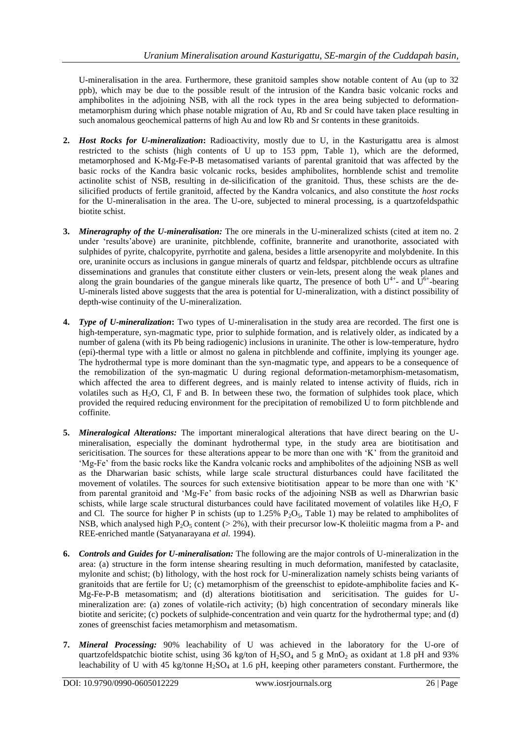U-mineralisation in the area. Furthermore, these granitoid samples show notable content of Au (up to 32 ppb), which may be due to the possible result of the intrusion of the Kandra basic volcanic rocks and amphibolites in the adjoining NSB, with all the rock types in the area being subjected to deformation-metamorphism during which phase notable migration of Au, Rb and Sr could have taken place resulting in such anomalous geochemical patterns of high Au and low Rb and Sr contents in these granitoids.

2. ***Host Rocks for U-mineralization*:** Radioactivity, mostly due to U, in the Kasturigattu area is almost restricted to the schists (high contents of U up to 153 ppm, Table 1), which are the deformed, metamorphosed and K-Mg-Fe-P-B metasomatised variants of parental granitoid that was affected by the basic rocks of the Kandra basic volcanic rocks, besides amphibolites, hornblende schist and tremolite actinolite schist of NSB, resulting in de-silicification of the granitoid. Thus, these schists are the de-silicified products of fertile granitoid, affected by the Kandra volcanics, and also constitute the *host rocks* for the U-mineralisation in the area. The U-ore, subjected to mineral processing, is a quartzofeldspathic biotite schist.

3. ***Mineragraphy of the U-mineralisation:*** The ore minerals in the U-mineralized schists (cited at item no. 2 under 'results'above) are uraninite, pitchblende, coffinite, brannerite and uranothorite, associated with sulphides of pyrite, chalcopyrite, pyrrhotite and galena, besides a little arsenopyrite and molybdenite. In this ore, uraninite occurs as inclusions in gangue minerals of quartz and feldspar, pitchblende occurs as ultrafine disseminations and granules that constitute either clusters or vein-lets, present along the weak planes and along the grain boundaries of the gangue minerals like quartz, The presence of both $U^{4+}$- and $U^{6+}$-bearing U-minerals listed above suggests that the area is potential for U-mineralization, with a distinct possibility of depth-wise continuity of the U-mineralization.

4. ***Type of U-mineralization*:** Two types of U-mineralisation in the study area are recorded. The first one is high-temperature, syn-magmatic type, prior to sulphide formation, and is relatively older, as indicated by a number of galena (with its Pb being radiogenic) inclusions in uraninite. The other is low-temperature, hydro (epi)-thermal type with a little or almost no galena in pitchblende and coffinite, implying its younger age. The hydrothermal type is more dominant than the syn-magmatic type, and appears to be a consequence of the remobilization of the syn-magmatic U during regional deformation-metamorphism-metasomatism, which affected the area to different degrees, and is mainly related to intense activity of fluids, rich in volatiles such as $H_2O$, Cl, F and B. In between these two, the formation of sulphides took place, which provided the required reducing environment for the precipitation of remobilized U to form pitchblende and coffinite.

5. ***Mineralogical Alterations:*** The important mineralogical alterations that have direct bearing on the U-mineralisation, especially the dominant hydrothermal type, in the study area are biotitisation and sericitisation. The sources for these alterations appear to be more than one with 'K' from the granitoid and 'Mg-Fe' from the basic rocks like the Kandra volcanic rocks and amphibolites of the adjoining NSB as well as the Dharwarian basic schists, while large scale structural disturbances could have facilitated the movement of volatiles. The sources for such extensive biotitisation appear to be more than one with 'K' from parental granitoid and 'Mg-Fe' from basic rocks of the adjoining NSB as well as Dharwrian basic schists, while large scale structural disturbances could have facilitated movement of volatiles like $H_2O$, F and Cl. The source for higher P in schists (up to 1.25% $P_2O_5$, Table 1) may be related to amphibolites of NSB, which analysed high $P_2O_5$ content (> 2%), with their precursor low-K tholeiitic magma from a P- and REE-enriched mantle (Satyanarayana *et al.* 1994).

6. ***Controls and Guides for U-mineralisation:*** The following are the major controls of U-mineralization in the area: (a) structure in the form intense shearing resulting in much deformation, manifested by cataclasite, mylonite and schist; (b) lithology, with the host rock for U-mineralization namely schists being variants of granitoids that are fertile for U; (c) metamorphism of the greenschist to epidote-amphibolite facies and K-Mg-Fe-P-B metasomatism; and (d) alterations biotitisation and sericitisation. The guides for U-mineralization are: (a) zones of volatile-rich activity; (b) high concentration of secondary minerals like biotite and sericite; (c) pockets of sulphide-concentration and vein quartz for the hydrothermal type; and (d) zones of greenschist facies metamorphism and metasomatism.

7. ***Mineral Processing:*** 90% leachability of U was achieved in the laboratory for the U-ore of quartzofeldspatchic biotite schist, using 36 kg/ton of $H_2SO_4$ and 5 g $MnO_2$ as oxidant at 1.8 pH and 93% leachability of U with 45 kg/tonne $H_2SO_4$ at 1.6 pH, keeping other parameters constant. Furthermore, the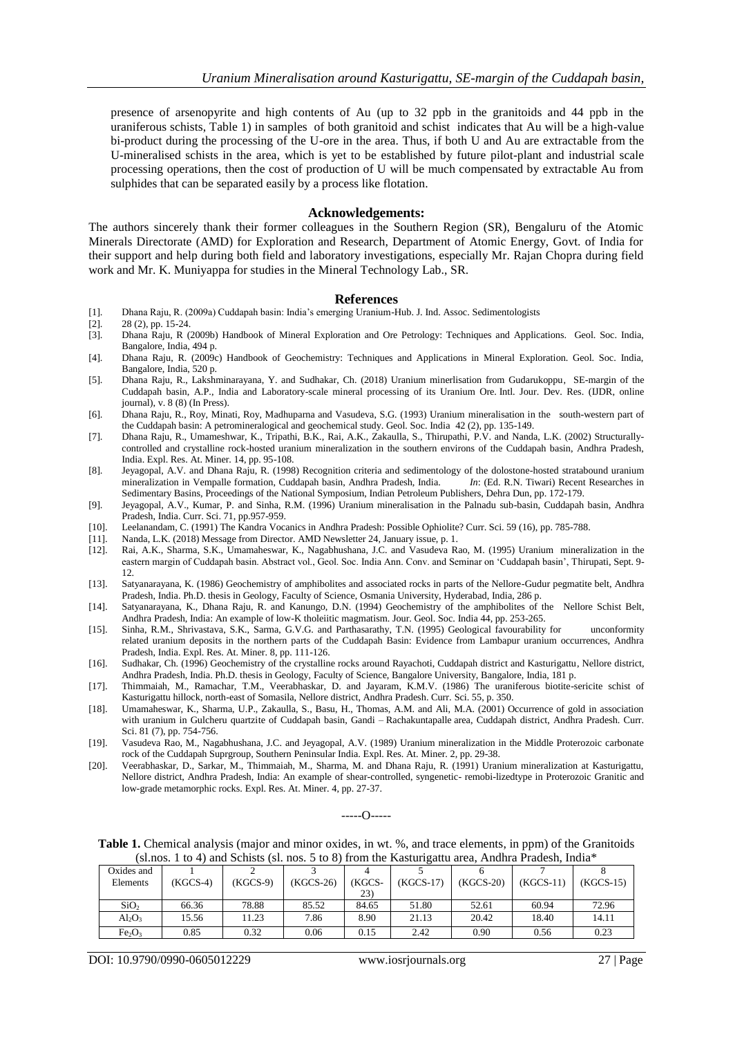presence of arsenopyrite and high contents of Au (up to 32 ppb in the granitoids and 44 ppb in the uraniferous schists, Table 1) in samples of both granitoid and schist indicates that Au will be a high-value bi-product during the processing of the U-ore in the area. Thus, if both U and Au are extractable from the U-mineralised schists in the area, which is yet to be established by future pilot-plant and industrial scale processing operations, then the cost of production of U will be much compensated by extractable Au from sulphides that can be separated easily by a process like flotation.

## Acknowledgements:

The authors sincerely thank their former colleagues in the Southern Region (SR), Bengaluru of the Atomic Minerals Directorate (AMD) for Exploration and Research, Department of Atomic Energy, Govt. of India for their support and help during both field and laboratory investigations, especially Mr. Rajan Chopra during field work and Mr. K. Muniyappa for studies in the Mineral Technology Lab., SR.

## References

[1]. Dhana Raju, R. (2009a) Cuddapah basin: India's emerging Uranium-Hub. J. Ind. Assoc. Sedimentologists
[2]. 28 (2), pp. 15-24.
[3]. Dhana Raju, R (2009b) Handbook of Mineral Exploration and Ore Petrology: Techniques and Applications. Geol. Soc. India, Bangalore, India, 494 p.
[4]. Dhana Raju, R. (2009c) Handbook of Geochemistry: Techniques and Applications in Mineral Exploration. Geol. Soc. India, Bangalore, India, 520 p.
[5]. Dhana Raju, R., Lakshminarayana, Y. and Sudhakar, Ch. (2018) Uranium minerlisation from Gudarukoppu, SE-margin of the Cuddapah basin, A.P., India and Laboratory-scale mineral processing of its Uranium Ore. Intl. Jour. Dev. Res. (IJDR, online journal), v. 8 (8) (In Press).
[6]. Dhana Raju, R., Roy, Minati, Roy, Madhuparna and Vasudeva, S.G. (1993) Uranium mineralisation in the south-western part of the Cuddapah basin: A petromineralogical and geochemical study. Geol. Soc. India 42 (2), pp. 135-149.
[7]. Dhana Raju, R., Umameshwar, K., Tripathi, B.K., Rai, A.K., Zakaulla, S., Thirupathi, P.V. and Nanda, L.K. (2002) Structurally-controlled and crystalline rock-hosted uranium mineralization in the southern environs of the Cuddapah basin, Andhra Pradesh, India. Expl. Res. At. Miner. 14, pp. 95-108.
[8]. Jeyagopal, A.V. and Dhana Raju, R. (1998) Recognition criteria and sedimentology of the dolostone-hosted stratabound uranium mineralization in Vempalle formation, Cuddapah basin, Andhra Pradesh, India. *In*: (Ed. R.N. Tiwari) Recent Researches in Sedimentary Basins, Proceedings of the National Symposium, Indian Petroleum Publishers, Dehra Dun, pp. 172-179.
[9]. Jeyagopal, A.V., Kumar, P. and Sinha, R.M. (1996) Uranium mineralisation in the Palnadu sub-basin, Cuddapah basin, Andhra Pradesh, India. Curr. Sci. 71, pp.957-959.
[10]. Leelanandam, C. (1991) The Kandra Vocanics in Andhra Pradesh: Possible Ophiolite? Curr. Sci. 59 (16), pp. 785-788.
[11]. Nanda, L.K. (2018) Message from Director. AMD Newsletter 24, January issue, p. 1.
[12]. Rai, A.K., Sharma, S.K., Umamaheswar, K., Nagabhushana, J.C. and Vasudeva Rao, M. (1995) Uranium mineralization in the eastern margin of Cuddapah basin. Abstract vol., Geol. Soc. India Ann. Conv. and Seminar on 'Cuddapah basin', Thirupati, Sept. 9-12.
[13]. Satyanarayana, K. (1986) Geochemistry of amphibolites and associated rocks in parts of the Nellore-Gudur pegmatite belt, Andhra Pradesh, India. Ph.D. thesis in Geology, Faculty of Science, Osmania University, Hyderabad, India, 286 p.
[14]. Satyanarayana, K., Dhana Raju, R. and Kanungo, D.N. (1994) Geochemistry of the amphibolites of the Nellore Schist Belt, Andhra Pradesh, India: An example of low-K tholeiitic magmatism. Jour. Geol. Soc. India 44, pp. 253-265.
[15]. Sinha, R.M., Shrivastava, S.K., Sarma, G.V.G. and Parthasarathy, T.N. (1995) Geological favourability for unconformity related uranium deposits in the northern parts of the Cuddapah Basin: Evidence from Lambapur uranium occurrences, Andhra Pradesh, India. Expl. Res. At. Miner. 8, pp. 111-126.
[16]. Sudhakar, Ch. (1996) Geochemistry of the crystalline rocks around Rayachoti, Cuddapah district and Kasturigattu, Nellore district, Andhra Pradesh, India. Ph.D. thesis in Geology, Faculty of Science, Bangalore University, Bangalore, India, 181 p.
[17]. Thimmaiah, M., Ramachar, T.M., Veerabhaskar, D. and Jayaram, K.M.V. (1986) The uraniferous biotite-sericite schist of Kasturigattu hillock, north-east of Somasila, Nellore district, Andhra Pradesh. Curr. Sci. 55, p. 350.
[18]. Umamaheswar, K., Sharma, U.P., Zakaulla, S., Basu, H., Thomas, A.M. and Ali, M.A. (2001) Occurrence of gold in association with uranium in Gulcheru quartzite of Cuddapah basin, Gandi – Rachakuntapalle area, Cuddapah district, Andhra Pradesh. Curr. Sci. 81 (7), pp. 754-756.
[19]. Vasudeva Rao, M., Nagabhushana, J.C. and Jeyagopal, A.V. (1989) Uranium mineralization in the Middle Proterozoic carbonate rock of the Cuddapah Suprgroup, Southern Peninsular India. Expl. Res. At. Miner. 2, pp. 29-38.
[20]. Veerabhaskar, D., Sarkar, M., Thimmaiah, M., Sharma, M. and Dhana Raju, R. (1991) Uranium mineralization at Kasturigattu, Nellore district, Andhra Pradesh, India: An example of shear-controlled, syngenetic- remobi-lizedtype in Proterozoic Granitic and low-grade metamorphic rocks. Expl. Res. At. Miner. 4, pp. 27-37.

-----O-----

**Table 1.** Chemical analysis (major and minor oxides, in wt. %, and trace elements, in ppm) of the Granitoids (sl.nos. 1 to 4) and Schists (sl. nos. 5 to 8) from the Kasturigattu area, Andhra Pradesh, India*

| Oxides and Elements | 1 (KGCS-4) | 2 (KGCS-9) | 3 (KGCS-26) | 4 (KGCS-23) | 5 (KGCS-17) | 6 (KGCS-20) | 7 (KGCS-11) | 8 (KGCS-15) |
|---|---|---|---|---|---|---|---|---|
| $SiO_2$ | 66.36 | 78.88 | 85.52 | 84.65 | 51.80 | 52.61 | 60.94 | 72.96 |
| $Al_2O_3$ | 15.56 | 11.23 | 7.86 | 8.90 | 21.13 | 20.42 | 18.40 | 14.11 |
| $Fe_2O_3$ | 0.85 | 0.32 | 0.06 | 0.15 | 2.42 | 0.90 | 0.56 | 0.23 |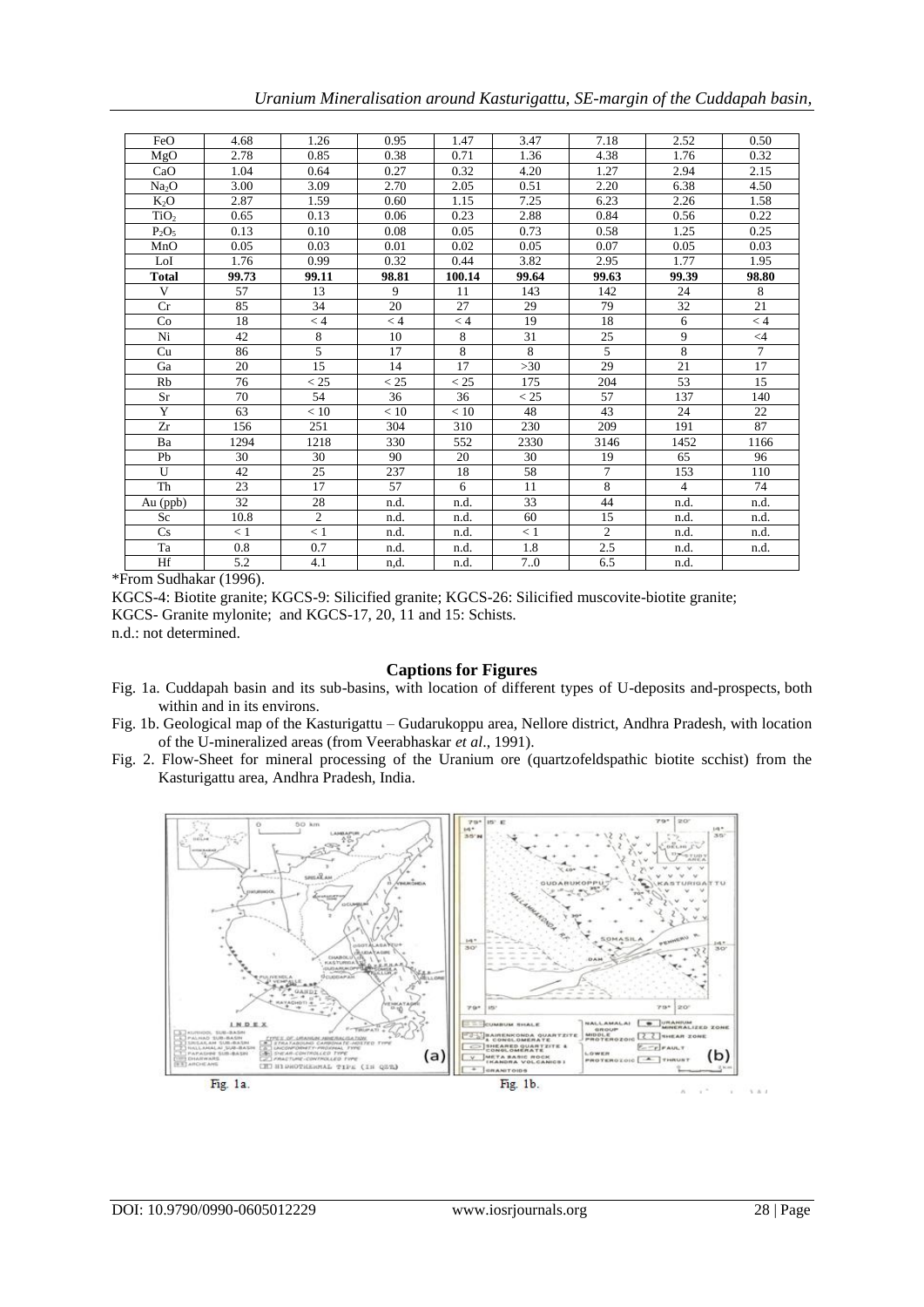| FeO | 4.68 | 1.26 | 0.95 | 1.47 | 3.47 | 7.18 | 2.52 | 0.50 |
|---|---|---|---|---|---|---|---|---|
| MgO | 2.78 | 0.85 | 0.38 | 0.71 | 1.36 | 4.38 | 1.76 | 0.32 |
| CaO | 1.04 | 0.64 | 0.27 | 0.32 | 4.20 | 1.27 | 2.94 | 2.15 |
| $Na_2O$ | 3.00 | 3.09 | 2.70 | 2.05 | 0.51 | 2.20 | 6.38 | 4.50 |
| $K_2O$ | 2.87 | 1.59 | 0.60 | 1.15 | 7.25 | 6.23 | 2.26 | 1.58 |
| $TiO_2$ | 0.65 | 0.13 | 0.06 | 0.23 | 2.88 | 0.84 | 0.56 | 0.22 |
| $P_2O_5$ | 0.13 | 0.10 | 0.08 | 0.05 | 0.73 | 0.58 | 1.25 | 0.25 |
| MnO | 0.05 | 0.03 | 0.01 | 0.02 | 0.05 | 0.07 | 0.05 | 0.03 |
| LoI | 1.76 | 0.99 | 0.32 | 0.44 | 3.82 | 2.95 | 1.77 | 1.95 |
| **Total** | **99.73** | **99.11** | **98.81** | **100.14** | **99.64** | **99.63** | **99.39** | **98.80** |
| V | 57 | 13 | 9 | 11 | 143 | 142 | 24 | 8 |
| Cr | 85 | 34 | 20 | 27 | 29 | 79 | 32 | 21 |
| Co | 18 | < 4 | < 4 | < 4 | 19 | 18 | 6 | < 4 |
| Ni | 42 | 8 | 10 | 8 | 31 | 25 | 9 | <4 |
| Cu | 86 | 5 | 17 | 8 | 8 | 5 | 8 | 7 |
| Ga | 20 | 15 | 14 | 17 | >30 | 29 | 21 | 17 |
| Rb | 76 | < 25 | < 25 | < 25 | 175 | 204 | 53 | 15 |
| Sr | 70 | 54 | 36 | 36 | < 25 | 57 | 137 | 140 |
| Y | 63 | < 10 | < 10 | < 10 | 48 | 43 | 24 | 22 |
| Zr | 156 | 251 | 304 | 310 | 230 | 209 | 191 | 87 |
| Ba | 1294 | 1218 | 330 | 552 | 2330 | 3146 | 1452 | 1166 |
| Pb | 30 | 30 | 90 | 20 | 30 | 19 | 65 | 96 |
| U | 42 | 25 | 237 | 18 | 58 | 7 | 153 | 110 |
| Th | 23 | 17 | 57 | 6 | 11 | 8 | 4 | 74 |
| Au (ppb) | 32 | 28 | n.d. | n.d. | 33 | 44 | n.d. | n.d. |
| Sc | 10.8 | 2 | n.d. | n.d. | 60 | 15 | n.d. | n.d. |
| Cs | < 1 | < 1 | n.d. | n.d. | < 1 | 2 | n.d. | n.d. |
| Ta | 0.8 | 0.7 | n.d. | n.d. | 1.8 | 2.5 | n.d. | n.d. |
| Hf | 5.2 | 4.1 | n,d. | n.d. | 7..0 | 6.5 | n.d. | |

*From Sudhakar (1996).

KGCS-4: Biotite granite; KGCS-9: Silicified granite; KGCS-26: Silicified muscovite-biotite granite;
KGCS- Granite mylonite; and KGCS-17, 20, 11 and 15: Schists.
n.d.: not determined.

## Captions for Figures

Fig. 1a. Cuddapah basin and its sub-basins, with location of different types of U-deposits and-prospects, both within and in its environs.

Fig. 1b. Geological map of the Kasturigattu – Gudarukoppu area, Nellore district, Andhra Pradesh, with location of the U-mineralized areas (from Veerabhaskar *et al*., 1991).

Fig. 2. Flow-Sheet for mineral processing of the Uranium ore (quartzofeldspathic biotite scchist) from the Kasturigattu area, Andhra Pradesh, India.

Fig. 1a.

Fig. 1b.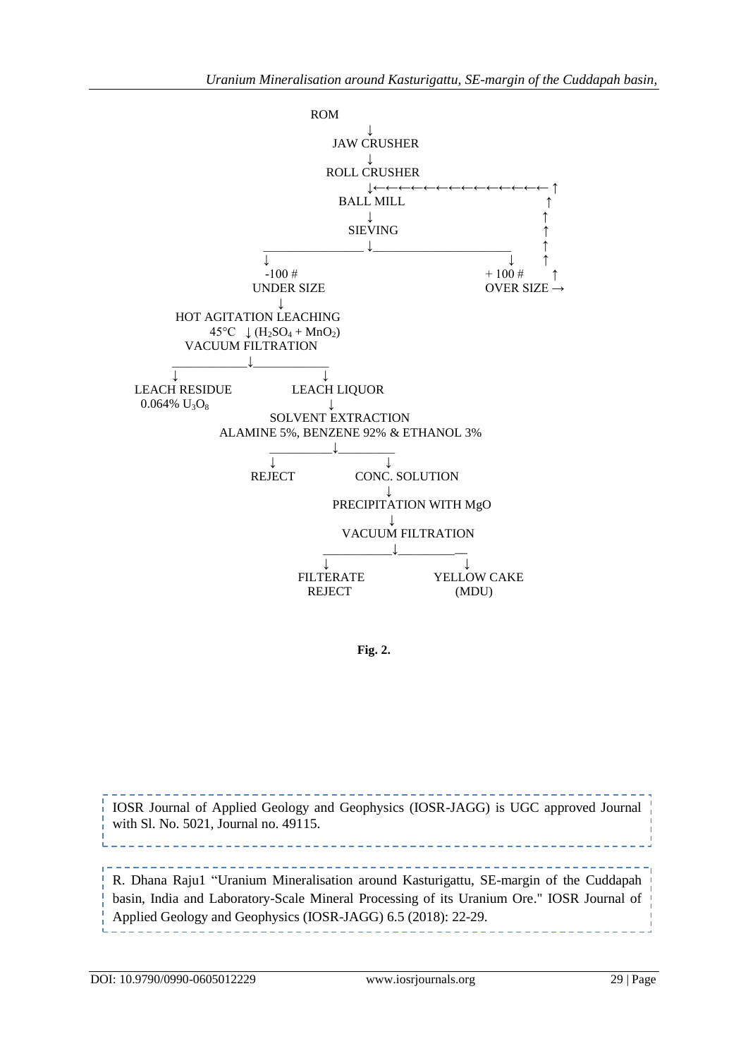ROM

↓

JAW CRUSHER

↓

ROLL CRUSHER

↓ ←←←←←←←←←←←←←← ↑

BALL MILL

↓

SIEVING

↓

-100 #
UNDER SIZE

+ 100 #
OVER SIZE →

↓

HOT AGITATION LEACHING
45°C ↓ ($H_2SO_4$ + $MnO_2$)
VACUUM FILTRATION

↓

LEACH RESIDUE
0.064% $U_3O_8$

LEACH LIQUOR

↓

SOLVENT EXTRACTION
ALAMINE 5%, BENZENE 92% & ETHANOL 3%

↓

REJECT

CONC. SOLUTION

↓

PRECIPITATION WITH MgO

↓

VACUUM FILTRATION

↓

FILTERATE
REJECT

YELLOW CAKE
(MDU)

**Fig. 2.**

IOSR Journal of Applied Geology and Geophysics (IOSR-JAGG) is UGC approved Journal with Sl. No. 5021, Journal no. 49115.

R. Dhana Raju1 "Uranium Mineralisation around Kasturigattu, SE-margin of the Cuddapah basin, India and Laboratory-Scale Mineral Processing of its Uranium Ore." IOSR Journal of Applied Geology and Geophysics (IOSR-JAGG) 6.5 (2018): 22-29.